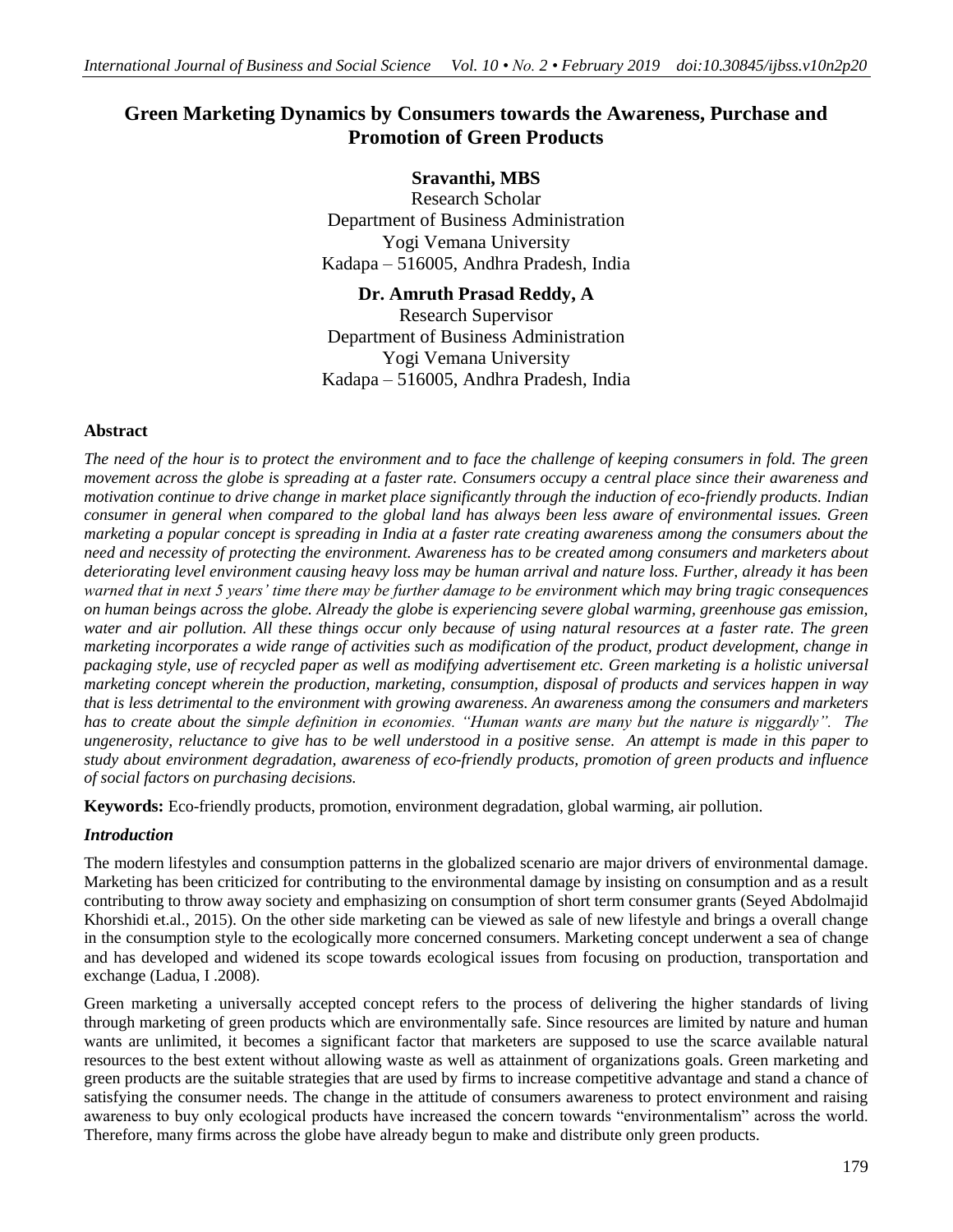# Green Marketing Dynamics by Consumers towards the Awareness, Purchase and Promotion of Green Products

**Sravanthi, MBS**
Research Scholar
Department of Business Administration
Yogi Vemana University
Kadapa – 516005, Andhra Pradesh, India

**Dr. Amruth Prasad Reddy, A**
Research Supervisor
Department of Business Administration
Yogi Vemana University
Kadapa – 516005, Andhra Pradesh, India

## Abstract

*The need of the hour is to protect the environment and to face the challenge of keeping consumers in fold. The green movement across the globe is spreading at a faster rate. Consumers occupy a central place since their awareness and motivation continue to drive change in market place significantly through the induction of eco-friendly products. Indian consumer in general when compared to the global land has always been less aware of environmental issues. Green marketing a popular concept is spreading in India at a faster rate creating awareness among the consumers about the need and necessity of protecting the environment. Awareness has to be created among consumers and marketers about deteriorating level environment causing heavy loss may be human arrival and nature loss. Further, already it has been warned that in next 5 years' time there may be further damage to be environment which may bring tragic consequences on human beings across the globe. Already the globe is experiencing severe global warming, greenhouse gas emission, water and air pollution. All these things occur only because of using natural resources at a faster rate. The green marketing incorporates a wide range of activities such as modification of the product, product development, change in packaging style, use of recycled paper as well as modifying advertisement etc. Green marketing is a holistic universal marketing concept wherein the production, marketing, consumption, disposal of products and services happen in way that is less detrimental to the environment with growing awareness. An awareness among the consumers and marketers has to create about the simple definition in economies. "Human wants are many but the nature is niggardly". The ungenerosity, reluctance to give has to be well understood in a positive sense. An attempt is made in this paper to study about environment degradation, awareness of eco-friendly products, promotion of green products and influence of social factors on purchasing decisions.*

**Keywords:** Eco-friendly products, promotion, environment degradation, global warming, air pollution.

## *Introduction*

The modern lifestyles and consumption patterns in the globalized scenario are major drivers of environmental damage. Marketing has been criticized for contributing to the environmental damage by insisting on consumption and as a result contributing to throw away society and emphasizing on consumption of short term consumer grants (Seyed Abdolmajid Khorshidi et.al., 2015). On the other side marketing can be viewed as sale of new lifestyle and brings a overall change in the consumption style to the ecologically more concerned consumers. Marketing concept underwent a sea of change and has developed and widened its scope towards ecological issues from focusing on production, transportation and exchange (Ladua, I .2008).

Green marketing a universally accepted concept refers to the process of delivering the higher standards of living through marketing of green products which are environmentally safe. Since resources are limited by nature and human wants are unlimited, it becomes a significant factor that marketers are supposed to use the scarce available natural resources to the best extent without allowing waste as well as attainment of organizations goals. Green marketing and green products are the suitable strategies that are used by firms to increase competitive advantage and stand a chance of satisfying the consumer needs. The change in the attitude of consumers awareness to protect environment and raising awareness to buy only ecological products have increased the concern towards "environmentalism" across the world. Therefore, many firms across the globe have already begun to make and distribute only green products.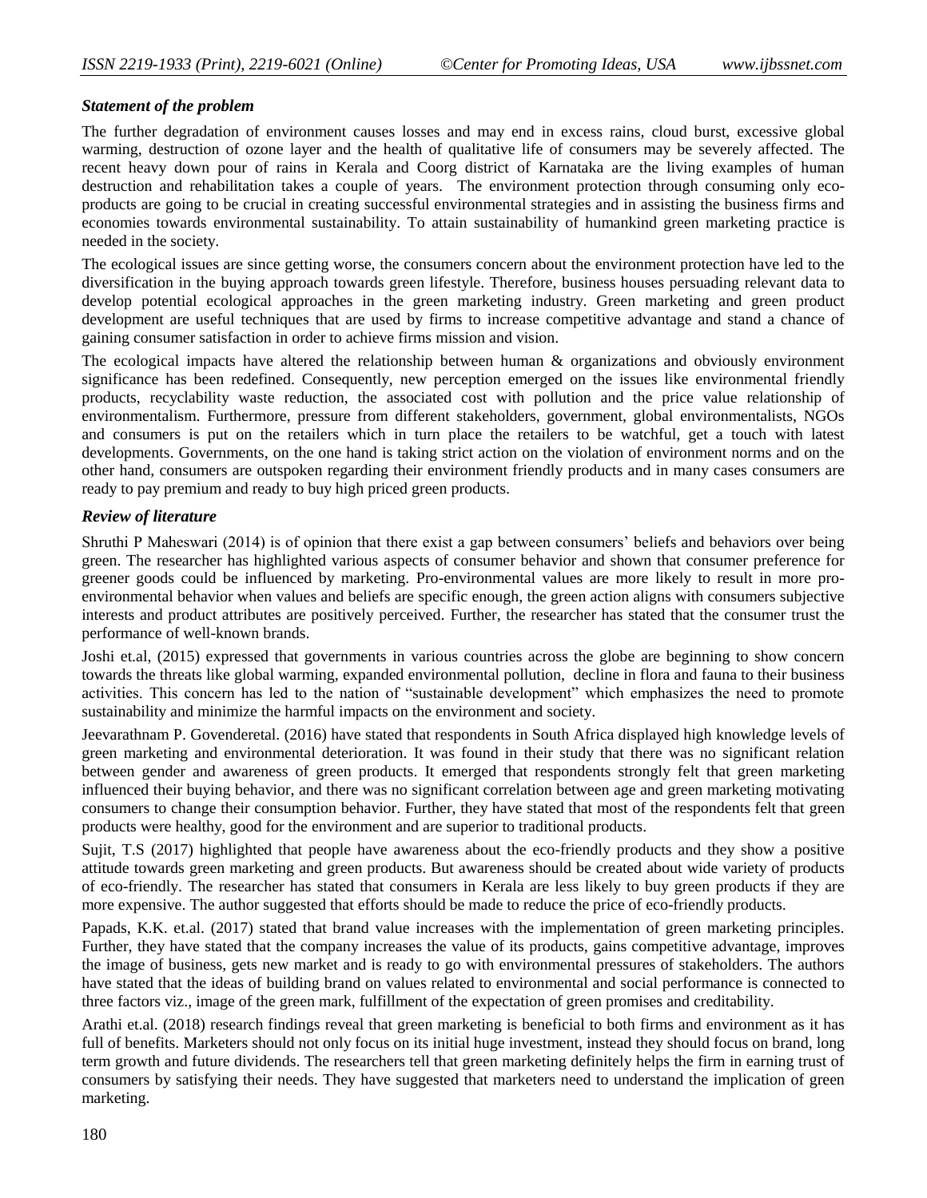### *Statement of the problem*

The further degradation of environment causes losses and may end in excess rains, cloud burst, excessive global warming, destruction of ozone layer and the health of qualitative life of consumers may be severely affected. The recent heavy down pour of rains in Kerala and Coorg district of Karnataka are the living examples of human destruction and rehabilitation takes a couple of years. The environment protection through consuming only eco-products are going to be crucial in creating successful environmental strategies and in assisting the business firms and economies towards environmental sustainability. To attain sustainability of humankind green marketing practice is needed in the society.

The ecological issues are since getting worse, the consumers concern about the environment protection have led to the diversification in the buying approach towards green lifestyle. Therefore, business houses persuading relevant data to develop potential ecological approaches in the green marketing industry. Green marketing and green product development are useful techniques that are used by firms to increase competitive advantage and stand a chance of gaining consumer satisfaction in order to achieve firms mission and vision.

The ecological impacts have altered the relationship between human & organizations and obviously environment significance has been redefined. Consequently, new perception emerged on the issues like environmental friendly products, recyclability waste reduction, the associated cost with pollution and the price value relationship of environmentalism. Furthermore, pressure from different stakeholders, government, global environmentalists, NGOs and consumers is put on the retailers which in turn place the retailers to be watchful, get a touch with latest developments. Governments, on the one hand is taking strict action on the violation of environment norms and on the other hand, consumers are outspoken regarding their environment friendly products and in many cases consumers are ready to pay premium and ready to buy high priced green products.

### *Review of literature*

Shruthi P Maheswari (2014) is of opinion that there exist a gap between consumers' beliefs and behaviors over being green. The researcher has highlighted various aspects of consumer behavior and shown that consumer preference for greener goods could be influenced by marketing. Pro-environmental values are more likely to result in more pro-environmental behavior when values and beliefs are specific enough, the green action aligns with consumers subjective interests and product attributes are positively perceived. Further, the researcher has stated that the consumer trust the performance of well-known brands.

Joshi et.al, (2015) expressed that governments in various countries across the globe are beginning to show concern towards the threats like global warming, expanded environmental pollution, decline in flora and fauna to their business activities. This concern has led to the nation of "sustainable development" which emphasizes the need to promote sustainability and minimize the harmful impacts on the environment and society.

Jeevarathnam P. Govenderetal. (2016) have stated that respondents in South Africa displayed high knowledge levels of green marketing and environmental deterioration. It was found in their study that there was no significant relation between gender and awareness of green products. It emerged that respondents strongly felt that green marketing influenced their buying behavior, and there was no significant correlation between age and green marketing motivating consumers to change their consumption behavior. Further, they have stated that most of the respondents felt that green products were healthy, good for the environment and are superior to traditional products.

Sujit, T.S (2017) highlighted that people have awareness about the eco-friendly products and they show a positive attitude towards green marketing and green products. But awareness should be created about wide variety of products of eco-friendly. The researcher has stated that consumers in Kerala are less likely to buy green products if they are more expensive. The author suggested that efforts should be made to reduce the price of eco-friendly products.

Papads, K.K. et.al. (2017) stated that brand value increases with the implementation of green marketing principles. Further, they have stated that the company increases the value of its products, gains competitive advantage, improves the image of business, gets new market and is ready to go with environmental pressures of stakeholders. The authors have stated that the ideas of building brand on values related to environmental and social performance is connected to three factors viz., image of the green mark, fulfillment of the expectation of green promises and creditability.

Arathi et.al. (2018) research findings reveal that green marketing is beneficial to both firms and environment as it has full of benefits. Marketers should not only focus on its initial huge investment, instead they should focus on brand, long term growth and future dividends. The researchers tell that green marketing definitely helps the firm in earning trust of consumers by satisfying their needs. They have suggested that marketers need to understand the implication of green marketing.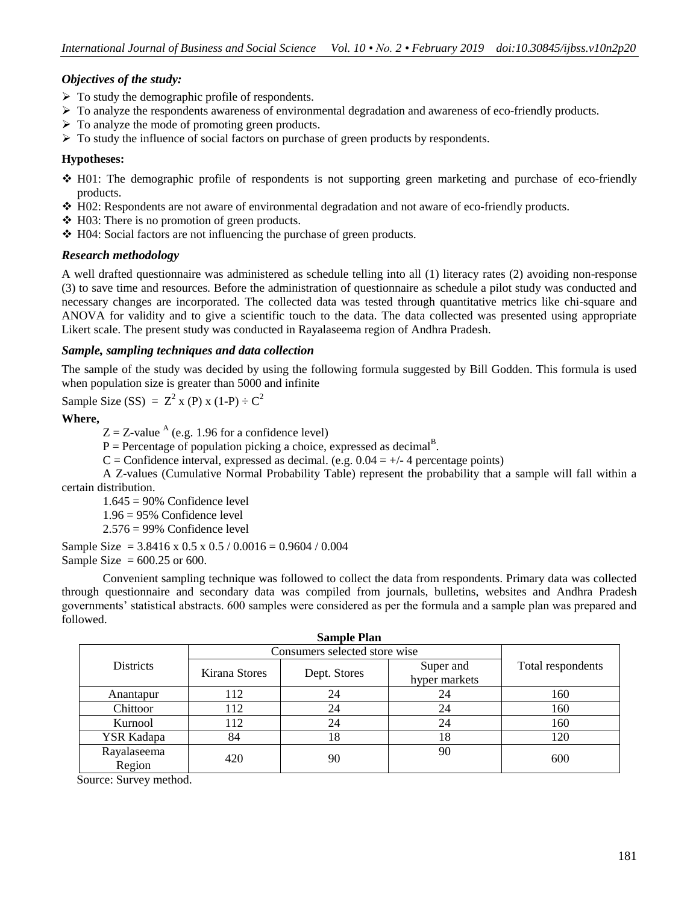### *Objectives of the study:*

- To study the demographic profile of respondents.
- To analyze the respondents awareness of environmental degradation and awareness of eco-friendly products.
- To analyze the mode of promoting green products.
- To study the influence of social factors on purchase of green products by respondents.

**Hypotheses:**

- H01: The demographic profile of respondents is not supporting green marketing and purchase of eco-friendly products.
- H02: Respondents are not aware of environmental degradation and not aware of eco-friendly products.
- H03: There is no promotion of green products.
- H04: Social factors are not influencing the purchase of green products.

### *Research methodology*

A well drafted questionnaire was administered as schedule telling into all (1) literacy rates (2) avoiding non-response (3) to save time and resources. Before the administration of questionnaire as schedule a pilot study was conducted and necessary changes are incorporated. The collected data was tested through quantitative metrics like chi-square and ANOVA for validity and to give a scientific touch to the data. The data collected was presented using appropriate Likert scale. The present study was conducted in Rayalaseema region of Andhra Pradesh.

### *Sample, sampling techniques and data collection*

The sample of the study was decided by using the following formula suggested by Bill Godden. This formula is used when population size is greater than 5000 and infinite

Sample Size (SS) = $Z^2$ x (P) x (1-P) ÷ $C^2$

**Where,**

Z = Z-value [A] (e.g. 1.96 for a confidence level)

P = Percentage of population picking a choice, expressed as decimal[B].

C = Confidence interval, expressed as decimal. (e.g. 0.04 = +/- 4 percentage points)

A Z-values (Cumulative Normal Probability Table) represent the probability that a sample will fall within a certain distribution.

1.645 = 90% Confidence level

1.96 = 95% Confidence level

2.576 = 99% Confidence level

Sample Size = 3.8416 x 0.5 x 0.5 / 0.0016 = 0.9604 / 0.004

Sample Size = 600.25 or 600.

Convenient sampling technique was followed to collect the data from respondents. Primary data was collected through questionnaire and secondary data was compiled from journals, bulletins, websites and Andhra Pradesh governments' statistical abstracts. 600 samples were considered as per the formula and a sample plan was prepared and followed.

**Sample Plan**

| Districts | Consumers selected store wise | | | Total respondents |
|---|---|---|---|---|
| | Kirana Stores | Dept. Stores | Super and hyper markets | |
| Anantapur | 112 | 24 | 24 | 160 |
| Chittoor | 112 | 24 | 24 | 160 |
| Kurnool | 112 | 24 | 24 | 160 |
| YSR Kadapa | 84 | 18 | 18 | 120 |
| Rayalaseema Region | 420 | 90 | 90 | 600 |

Source: Survey method.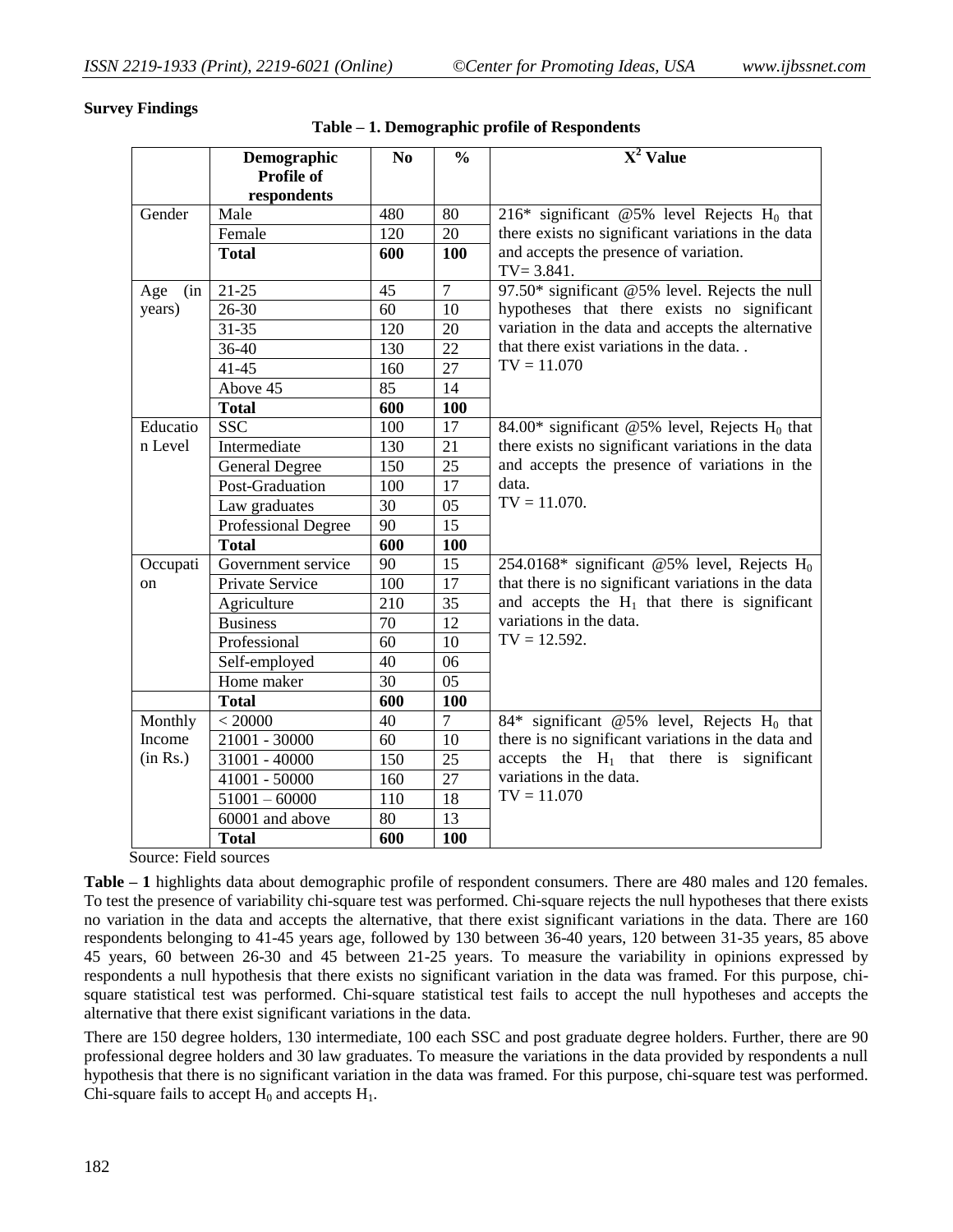**Survey Findings**

**Table – 1. Demographic profile of Respondents**

| | Demographic Profile of respondents | No | % | $X^2$ Value |
|---|---|---|---|---|
| Gender | Male | 480 | 80 | 216* significant @5% level Rejects $H_0$ that there exists no significant variations in the data and accepts the presence of variation. TV= 3.841. |
| | Female | 120 | 20 | |
| | **Total** | **600** | **100** | |
| Age (in years) | 21-25 | 45 | 7 | 97.50* significant @5% level. Rejects the null hypotheses that there exists no significant variation in the data and accepts the alternative that there exist variations in the data. . TV = 11.070 |
| | 26-30 | 60 | 10 | |
| | 31-35 | 120 | 20 | |
| | 36-40 | 130 | 22 | |
| | 41-45 | 160 | 27 | |
| | Above 45 | 85 | 14 | |
| | **Total** | **600** | **100** | |
| Education Level | SSC | 100 | 17 | 84.00* significant @5% level, Rejects $H_0$ that there exists no significant variations in the data and accepts the presence of variations in the data. TV = 11.070. |
| | Intermediate | 130 | 21 | |
| | General Degree | 150 | 25 | |
| | Post-Graduation | 100 | 17 | |
| | Law graduates | 30 | 05 | |
| | Professional Degree | 90 | 15 | |
| | **Total** | **600** | **100** | |
| Occupation | Government service | 90 | 15 | 254.0168* significant @5% level, Rejects $H_0$ that there is no significant variations in the data and accepts the $H_1$ that there is significant variations in the data. TV = 12.592. |
| | Private Service | 100 | 17 | |
| | Agriculture | 210 | 35 | |
| | Business | 70 | 12 | |
| | Professional | 60 | 10 | |
| | Self-employed | 40 | 06 | |
| | Home maker | 30 | 05 | |
| | **Total** | **600** | **100** | |
| Monthly Income (in Rs.) | < 20000 | 40 | 7 | 84* significant @5% level, Rejects $H_0$ that there is no significant variations in the data and accepts the $H_1$ that there is significant variations in the data. TV = 11.070 |
| | 21001 - 30000 | 60 | 10 | |
| | 31001 - 40000 | 150 | 25 | |
| | 41001 - 50000 | 160 | 27 | |
| | 51001 – 60000 | 110 | 18 | |
| | 60001 and above | 80 | 13 | |
| | **Total** | **600** | **100** | |

Source: Field sources

**Table – 1** highlights data about demographic profile of respondent consumers. There are 480 males and 120 females. To test the presence of variability chi-square test was performed. Chi-square rejects the null hypotheses that there exists no variation in the data and accepts the alternative, that there exist significant variations in the data. There are 160 respondents belonging to 41-45 years age, followed by 130 between 36-40 years, 120 between 31-35 years, 85 above 45 years, 60 between 26-30 and 45 between 21-25 years. To measure the variability in opinions expressed by respondents a null hypothesis that there exists no significant variation in the data was framed. For this purpose, chi-square statistical test was performed. Chi-square statistical test fails to accept the null hypotheses and accepts the alternative that there exist significant variations in the data.

There are 150 degree holders, 130 intermediate, 100 each SSC and post graduate degree holders. Further, there are 90 professional degree holders and 30 law graduates. To measure the variations in the data provided by respondents a null hypothesis that there is no significant variation in the data was framed. For this purpose, chi-square test was performed. Chi-square fails to accept $H_0$ and accepts $H_1$.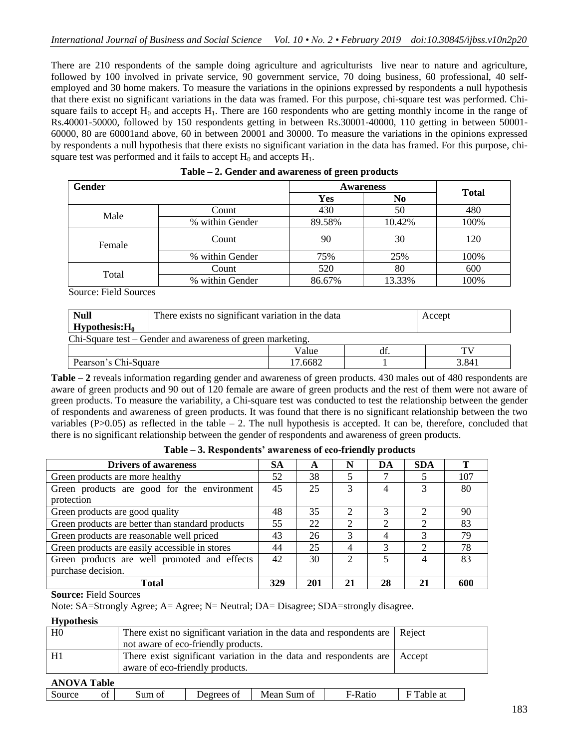There are 210 respondents of the sample doing agriculture and agriculturists live near to nature and agriculture, followed by 100 involved in private service, 90 government service, 70 doing business, 60 professional, 40 self-employed and 30 home makers. To measure the variations in the opinions expressed by respondents a null hypothesis that there exist no significant variations in the data was framed. For this purpose, chi-square test was performed. Chi-square fails to accept $H_0$ and accepts $H_1$. There are 160 respondents who are getting monthly income in the range of Rs.40001-50000, followed by 150 respondents getting in between Rs.30001-40000, 110 getting in between 50001-60000, 80 are 60001and above, 60 in between 20001 and 30000. To measure the variations in the opinions expressed by respondents a null hypothesis that there exists no significant variation in the data has framed. For this purpose, chi-square test was performed and it fails to accept $H_0$ and accepts $H_1$.

**Table – 2. Gender and awareness of green products**

| Gender | | Awareness | | Total |
|---|---|---|---|---|
| | | Yes | No | |
| Male | Count | 430 | 50 | 480 |
| | % within Gender | 89.58% | 10.42% | 100% |
| Female | Count | 90 | 30 | 120 |
| | % within Gender | 75% | 25% | 100% |
| Total | Count | 520 | 80 | 600 |
| | % within Gender | 86.67% | 13.33% | 100% |

Source: Field Sources

| **Null Hypothesis:$H_0$** | There exists no significant variation in the data | Accept |
|---|---|---|

Chi-Square test – Gender and awareness of green marketing.

| | Value | df. | TV |
|---|---|---|---|
| Pearson's Chi-Square | 17.6682 | 1 | 3.841 |

**Table – 2** reveals information regarding gender and awareness of green products. 430 males out of 480 respondents are aware of green products and 90 out of 120 female are aware of green products and the rest of them were not aware of green products. To measure the variability, a Chi-square test was conducted to test the relationship between the gender of respondents and awareness of green products. It was found that there is no significant relationship between the two variables ($P>0.05$) as reflected in the table – 2. The null hypothesis is accepted. It can be, therefore, concluded that there is no significant relationship between the gender of respondents and awareness of green products.

**Table – 3. Respondents' awareness of eco-friendly products**

| Drivers of awareness | SA | A | N | DA | SDA | T |
|---|---|---|---|---|---|---|
| Green products are more healthy | 52 | 38 | 5 | 7 | 5 | 107 |
| Green products are good for the environment protection | 45 | 25 | 3 | 4 | 3 | 80 |
| Green products are good quality | 48 | 35 | 2 | 3 | 2 | 90 |
| Green products are better than standard products | 55 | 22 | 2 | 2 | 2 | 83 |
| Green products are reasonable well priced | 43 | 26 | 3 | 4 | 3 | 79 |
| Green products are easily accessible in stores | 44 | 25 | 4 | 3 | 2 | 78 |
| Green products are well promoted and effects purchase decision. | 42 | 30 | 2 | 5 | 4 | 83 |
| **Total** | **329** | **201** | **21** | **28** | **21** | **600** |

**Source:** Field Sources

Note: SA=Strongly Agree; A= Agree; N= Neutral; DA= Disagree; SDA=strongly disagree.

**Hypothesis**

| H0 | There exist no significant variation in the data and respondents are not aware of eco-friendly products. | Reject |
|---|---|---|
| H1 | There exist significant variation in the data and respondents are aware of eco-friendly products. | Accept |

**ANOVA Table**

| Source of | Sum of | Degrees of | Mean Sum of | F-Ratio | F Table at |
|---|---|---|---|---|---|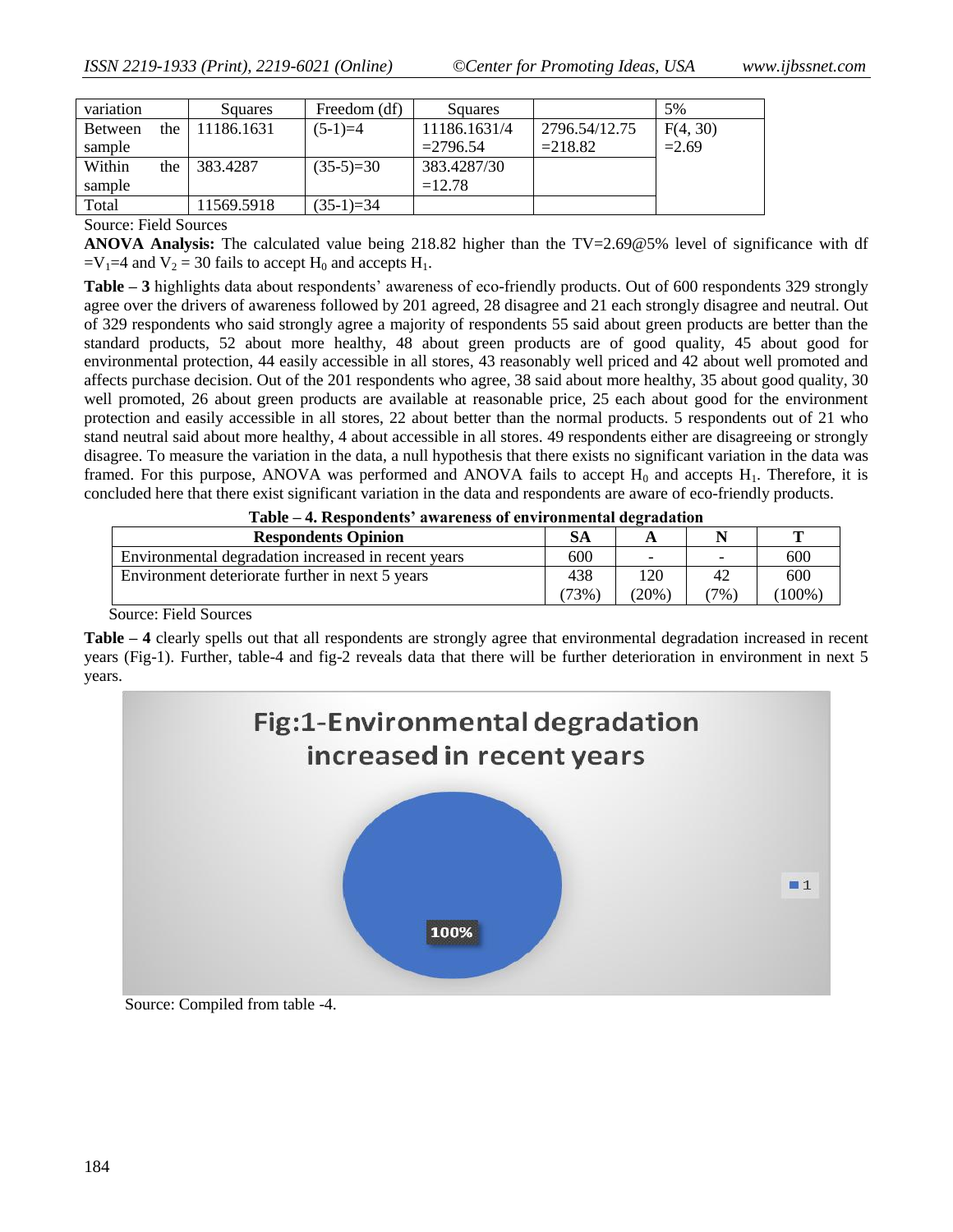| variation | Squares | Freedom (df) | Squares | | 5% |
|---|---|---|---|---|---|
| Between the sample | 11186.1631 | (5-1)=4 | 11186.1631/4 =2796.54 | 2796.54/12.75 =218.82 | F(4, 30) =2.69 |
| Within the sample | 383.4287 | (35-5)=30 | 383.4287/30 =12.78 | | |
| Total | 11569.5918 | (35-1)=34 | | | |

Source: Field Sources

**ANOVA Analysis:** The calculated value being 218.82 higher than the TV=2.69@5% level of significance with df $=V_1=4$ and $V_2 = 30$ fails to accept $H_0$ and accepts $H_1$.

**Table – 3** highlights data about respondents' awareness of eco-friendly products. Out of 600 respondents 329 strongly agree over the drivers of awareness followed by 201 agreed, 28 disagree and 21 each strongly disagree and neutral. Out of 329 respondents who said strongly agree a majority of respondents 55 said about green products are better than the standard products, 52 about more healthy, 48 about green products are of good quality, 45 about good for environmental protection, 44 easily accessible in all stores, 43 reasonably well priced and 42 about well promoted and affects purchase decision. Out of the 201 respondents who agree, 38 said about more healthy, 35 about good quality, 30 well promoted, 26 about green products are available at reasonable price, 25 each about good for the environment protection and easily accessible in all stores, 22 about better than the normal products. 5 respondents out of 21 who stand neutral said about more healthy, 4 about accessible in all stores. 49 respondents either are disagreeing or strongly disagree. To measure the variation in the data, a null hypothesis that there exists no significant variation in the data was framed. For this purpose, ANOVA was performed and ANOVA fails to accept $H_0$ and accepts $H_1$. Therefore, it is concluded here that there exist significant variation in the data and respondents are aware of eco-friendly products.

**Table – 4. Respondents' awareness of environmental degradation**

| Respondents Opinion | SA | A | N | T |
|---|---|---|---|---|
| Environmental degradation increased in recent years | 600 | - | - | 600 |
| Environment deteriorate further in next 5 years | 438 (73%) | 120 (20%) | 42 (7%) | 600 (100%) |

Source: Field Sources

**Table – 4** clearly spells out that all respondents are strongly agree that environmental degradation increased in recent years (Fig-1). Further, table-4 and fig-2 reveals data that there will be further deterioration in environment in next 5 years.

Fig:1-Environmental degradation increased in recent years

Source: Compiled from table -4.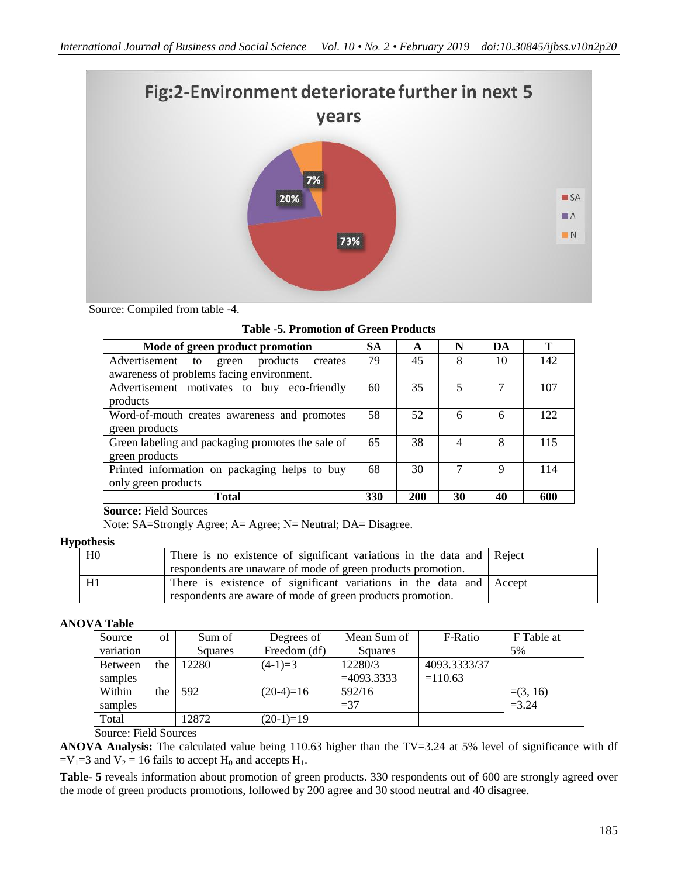Fig:2-Environment deteriorate further in next 5 years

Source: Compiled from table -4.

**Table -5. Promotion of Green Products**

| Mode of green product promotion | SA | A | N | DA | T |
|---|---|---|---|---|---|
| Advertisement to green products creates awareness of problems facing environment. | 79 | 45 | 8 | 10 | 142 |
| Advertisement motivates to buy eco-friendly products | 60 | 35 | 5 | 7 | 107 |
| Word-of-mouth creates awareness and promotes green products | 58 | 52 | 6 | 6 | 122 |
| Green labeling and packaging promotes the sale of green products | 65 | 38 | 4 | 8 | 115 |
| Printed information on packaging helps to buy only green products | 68 | 30 | 7 | 9 | 114 |
| **Total** | **330** | **200** | **30** | **40** | **600** |

**Source:** Field Sources

Note: SA=Strongly Agree; A= Agree; N= Neutral; DA= Disagree.

**Hypothesis**

| | | |
|---|---|---|
| H0 | There is no existence of significant variations in the data and respondents are unaware of mode of green products promotion. | Reject |
| H1 | There is existence of significant variations in the data and respondents are aware of mode of green products promotion. | Accept |

**ANOVA Table**

| Source of variation | Sum of Squares | Degrees of Freedom (df) | Mean Sum of Squares | F-Ratio | F Table at 5% |
|---|---|---|---|---|---|
| Between the samples | 12280 | (4-1)=3 | 12280/3 =4093.3333 | 4093.3333/37 =110.63 | |
| Within the samples | 592 | (20-4)=16 | 592/16 =37 | | =(3, 16) =3.24 |
| Total | 12872 | (20-1)=19 | | | |

Source: Field Sources

**ANOVA Analysis:** The calculated value being 110.63 higher than the TV=3.24 at 5% level of significance with df $=V_1=3$ and $V_2 = 16$ fails to accept $H_0$ and accepts $H_1$.

**Table- 5** reveals information about promotion of green products. 330 respondents out of 600 are strongly agreed over the mode of green products promotions, followed by 200 agree and 30 stood neutral and 40 disagree.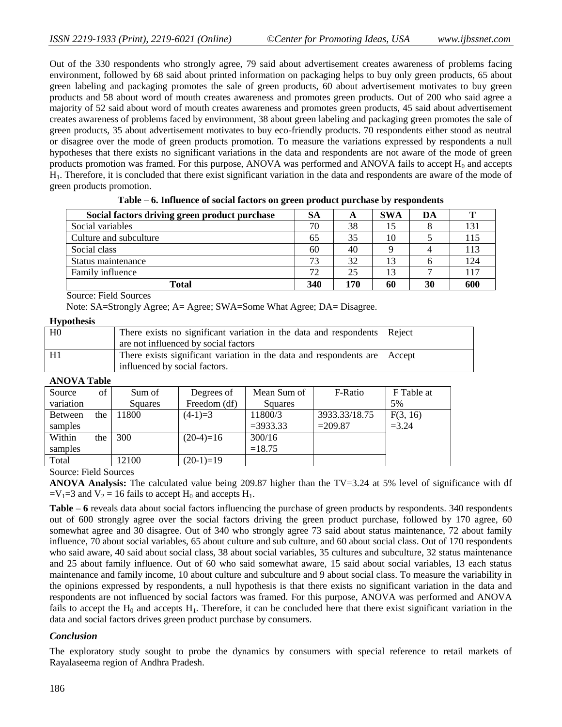Out of the 330 respondents who strongly agree, 79 said about advertisement creates awareness of problems facing environment, followed by 68 said about printed information on packaging helps to buy only green products, 65 about green labeling and packaging promotes the sale of green products, 60 about advertisement motivates to buy green products and 58 about word of mouth creates awareness and promotes green products. Out of 200 who said agree a majority of 52 said about word of mouth creates awareness and promotes green products, 45 said about advertisement creates awareness of problems faced by environment, 38 about green labeling and packaging green promotes the sale of green products, 35 about advertisement motivates to buy eco-friendly products. 70 respondents either stood as neutral or disagree over the mode of green products promotion. To measure the variations expressed by respondents a null hypotheses that there exists no significant variations in the data and respondents are not aware of the mode of green products promotion was framed. For this purpose, ANOVA was performed and ANOVA fails to accept $H_0$ and accepts $H_1$. Therefore, it is concluded that there exist significant variation in the data and respondents are aware of the mode of green products promotion.

**Table – 6. Influence of social factors on green product purchase by respondents**

| Social factors driving green product purchase | SA | A | SWA | DA | T |
|---|---|---|---|---|---|
| Social variables | 70 | 38 | 15 | 8 | 131 |
| Culture and subculture | 65 | 35 | 10 | 5 | 115 |
| Social class | 60 | 40 | 9 | 4 | 113 |
| Status maintenance | 73 | 32 | 13 | 6 | 124 |
| Family influence | 72 | 25 | 13 | 7 | 117 |
| **Total** | **340** | **170** | **60** | **30** | **600** |

Source: Field Sources

Note: SA=Strongly Agree; A= Agree; SWA=Some What Agree; DA= Disagree.

**Hypothesis**

| | | |
|---|---|---|
| H0 | There exists no significant variation in the data and respondents are not influenced by social factors | Reject |
| H1 | There exists significant variation in the data and respondents are influenced by social factors. | Accept |

**ANOVA Table**

| Source of variation | Sum of Squares | Degrees of Freedom (df) | Mean Sum of Squares | F-Ratio | F Table at 5% |
|---|---|---|---|---|---|
| Between the samples | 11800 | (4-1)=3 | 11800/3 =3933.33 | 3933.33/18.75 =209.87 | F(3, 16) =3.24 |
| Within the samples | 300 | (20-4)=16 | 300/16 =18.75 | | |
| Total | 12100 | (20-1)=19 | | | |

Source: Field Sources

**ANOVA Analysis:** The calculated value being 209.87 higher than the TV=3.24 at 5% level of significance with df $=V_1=3$ and $V_2 = 16$ fails to accept $H_0$ and accepts $H_1$.

**Table – 6** reveals data about social factors influencing the purchase of green products by respondents. 340 respondents out of 600 strongly agree over the social factors driving the green product purchase, followed by 170 agree, 60 somewhat agree and 30 disagree. Out of 340 who strongly agree 73 said about status maintenance, 72 about family influence, 70 about social variables, 65 about culture and sub culture, and 60 about social class. Out of 170 respondents who said aware, 40 said about social class, 38 about social variables, 35 cultures and subculture, 32 status maintenance and 25 about family influence. Out of 60 who said somewhat aware, 15 said about social variables, 13 each status maintenance and family income, 10 about culture and subculture and 9 about social class. To measure the variability in the opinions expressed by respondents, a null hypothesis is that there exists no significant variation in the data and respondents are not influenced by social factors was framed. For this purpose, ANOVA was performed and ANOVA fails to accept the $H_0$ and accepts $H_1$. Therefore, it can be concluded here that there exist significant variation in the data and social factors drives green product purchase by consumers.

### *Conclusion*

The exploratory study sought to probe the dynamics by consumers with special reference to retail markets of Rayalaseema region of Andhra Pradesh.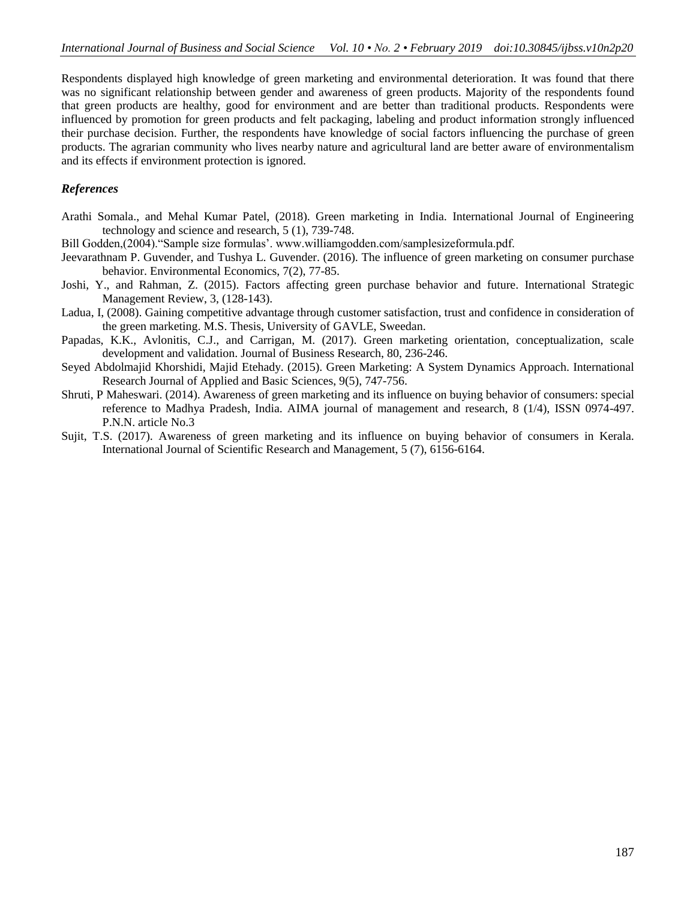Respondents displayed high knowledge of green marketing and environmental deterioration. It was found that there was no significant relationship between gender and awareness of green products. Majority of the respondents found that green products are healthy, good for environment and are better than traditional products. Respondents were influenced by promotion for green products and felt packaging, labeling and product information strongly influenced their purchase decision. Further, the respondents have knowledge of social factors influencing the purchase of green products. The agrarian community who lives nearby nature and agricultural land are better aware of environmentalism and its effects if environment protection is ignored.

### *References*

Arathi Somala., and Mehal Kumar Patel, (2018). Green marketing in India. International Journal of Engineering technology and science and research, 5 (1), 739-748.

Bill Godden,(2004)."Sample size formulas'. www.williamgodden.com/samplesizeformula.pdf.

Jeevarathnam P. Guvender, and Tushya L. Guvender. (2016). The influence of green marketing on consumer purchase behavior. Environmental Economics, 7(2), 77-85.

Joshi, Y., and Rahman, Z. (2015). Factors affecting green purchase behavior and future. International Strategic Management Review, 3, (128-143).

Ladua, I, (2008). Gaining competitive advantage through customer satisfaction, trust and confidence in consideration of the green marketing. M.S. Thesis, University of GAVLE, Sweedan.

Papadas, K.K., Avlonitis, C.J., and Carrigan, M. (2017). Green marketing orientation, conceptualization, scale development and validation. Journal of Business Research, 80, 236-246.

Seyed Abdolmajid Khorshidi, Majid Etehady. (2015). Green Marketing: A System Dynamics Approach. International Research Journal of Applied and Basic Sciences, 9(5), 747-756.

Shruti, P Maheswari. (2014). Awareness of green marketing and its influence on buying behavior of consumers: special reference to Madhya Pradesh, India. AIMA journal of management and research, 8 (1/4), ISSN 0974-497. P.N.N. article No.3

Sujit, T.S. (2017). Awareness of green marketing and its influence on buying behavior of consumers in Kerala. International Journal of Scientific Research and Management, 5 (7), 6156-6164.